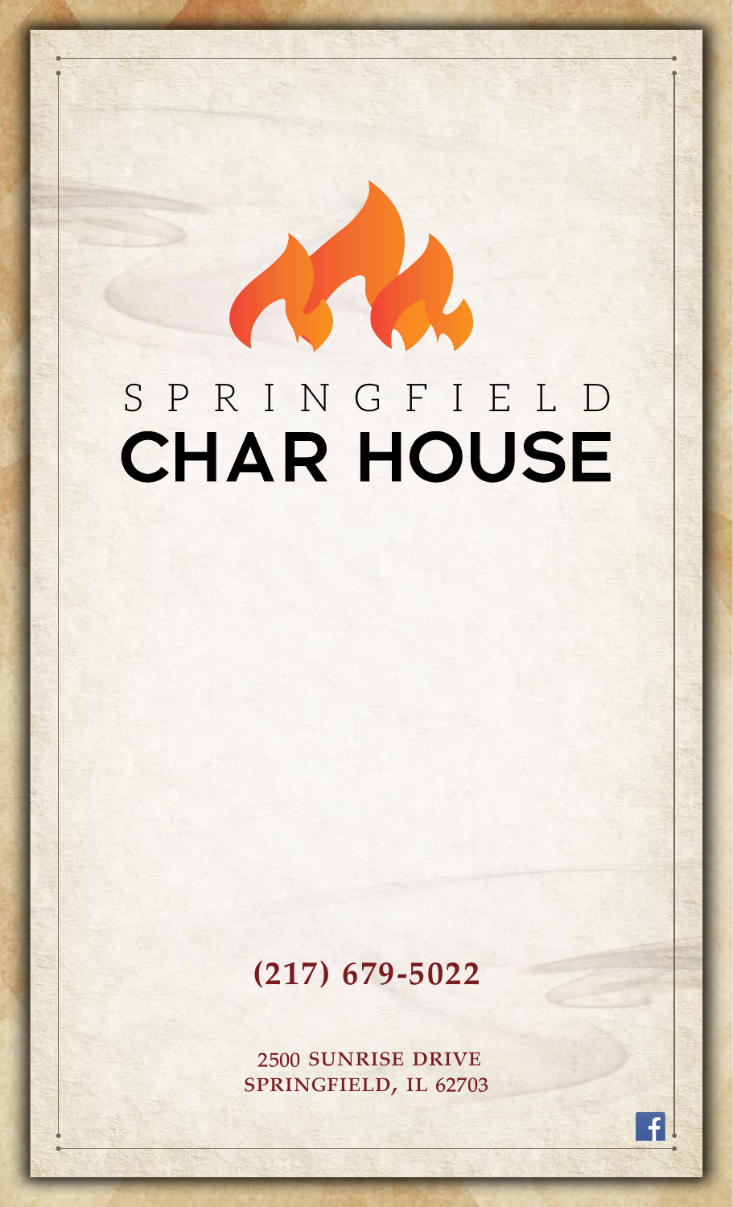# SPRINGFIELD CHAR HOUSE

**(217) 679-5022**

2500 SUNRISE DRIVE
SPRINGFIELD, IL 62703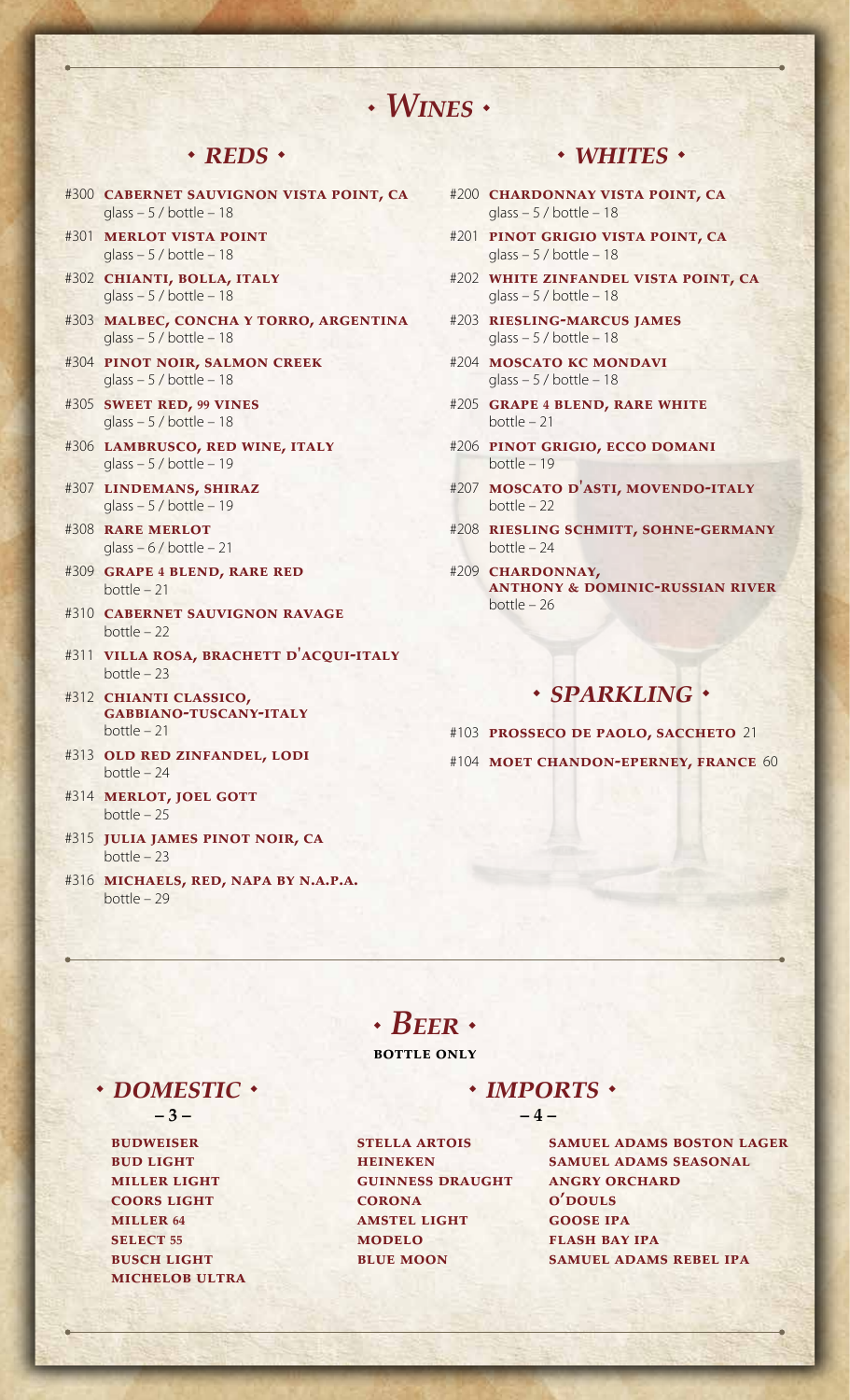# Wines

## Reds

- #300 **CABERNET SAUVIGNON VISTA POINT, CA**
  glass – 5 / bottle – 18
- #301 **MERLOT VISTA POINT**
  glass – 5 / bottle – 18
- #302 **CHIANTI, BOLLA, ITALY**
  glass – 5 / bottle – 18
- #303 **MALBEC, CONCHA Y TORRO, ARGENTINA**
  glass – 5 / bottle – 18
- #304 **PINOT NOIR, SALMON CREEK**
  glass – 5 / bottle – 18
- #305 **SWEET RED, 99 VINES**
  glass – 5 / bottle – 18
- #306 **LAMBRUSCO, RED WINE, ITALY**
  glass – 5 / bottle – 19
- #307 **LINDEMANS, SHIRAZ**
  glass – 5 / bottle – 19
- #308 **RARE MERLOT**
  glass – 6 / bottle – 21
- #309 **GRAPE 4 BLEND, RARE RED**
  bottle – 21
- #310 **CABERNET SAUVIGNON RAVAGE**
  bottle – 22
- #311 **VILLA ROSA, BRACHETT D'ACQUI-ITALY**
  bottle – 23
- #312 **CHIANTI CLASSICO, GABBIANO-TUSCANY-ITALY**
  bottle – 21
- #313 **OLD RED ZINFANDEL, LODI**
  bottle – 24
- #314 **MERLOT, JOEL GOTT**
  bottle – 25
- #315 **JULIA JAMES PINOT NOIR, CA**
  bottle – 23
- #316 **MICHAELS, RED, NAPA BY N.A.P.A.**
  bottle – 29

## Whites

- #200 **CHARDONNAY VISTA POINT, CA**
  glass – 5 / bottle – 18
- #201 **PINOT GRIGIO VISTA POINT, CA**
  glass – 5 / bottle – 18
- #202 **WHITE ZINFANDEL VISTA POINT, CA**
  glass – 5 / bottle – 18
- #203 **RIESLING-MARCUS JAMES**
  glass – 5 / bottle – 18
- #204 **MOSCATO KC MONDAVI**
  glass – 5 / bottle – 18
- #205 **GRAPE 4 BLEND, RARE WHITE**
  bottle – 21
- #206 **PINOT GRIGIO, ECCO DOMANI**
  bottle – 19
- #207 **MOSCATO D'ASTI, MOVENDO-ITALY**
  bottle – 22
- #208 **RIESLING SCHMITT, SOHNE-GERMANY**
  bottle – 24
- #209 **CHARDONNAY, ANTHONY & DOMINIC-RUSSIAN RIVER**
  bottle – 26

## Sparkling

- #103 **PROSSECO DE PAOLO, SACCHETO** 21
- #104 **MOET CHANDON-EPERNEY, FRANCE** 60

# Beer

**BOTTLE ONLY**

## Domestic

– 3 –

- **BUDWEISER**
- **BUD LIGHT**
- **MILLER LIGHT**
- **COORS LIGHT**
- **MILLER 64**
- **SELECT 55**
- **BUSCH LIGHT**
- **MICHELOB ULTRA**

## Imports

– 4 –

- **STELLA ARTOIS**
- **HEINEKEN**
- **GUINNESS DRAUGHT**
- **CORONA**
- **AMSTEL LIGHT**
- **MODELO**
- **BLUE MOON**
- **SAMUEL ADAMS BOSTON LAGER**
- **SAMUEL ADAMS SEASONAL**
- **ANGRY ORCHARD**
- **O'DOULS**
- **GOOSE IPA**
- **FLASH BAY IPA**
- **SAMUEL ADAMS REBEL IPA**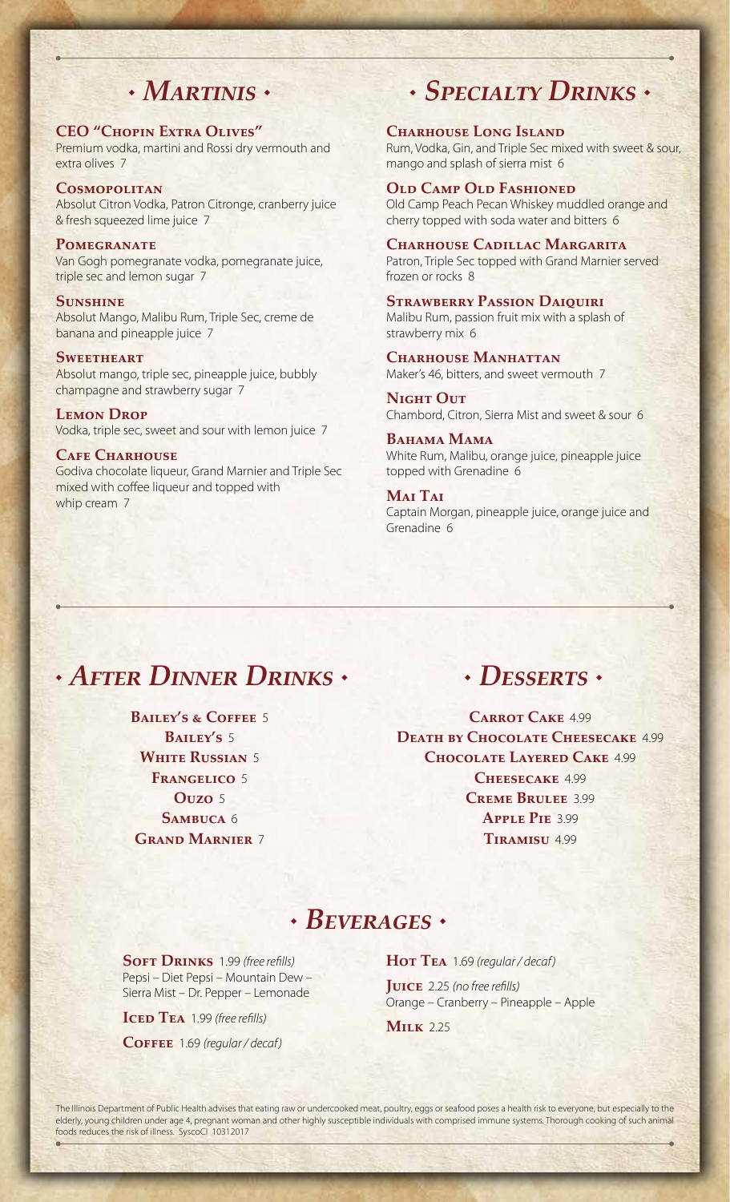## Martinis

**CEO "Chopin Extra Olives"**
Premium vodka, martini and Rossi dry vermouth and extra olives 7

**Cosmopolitan**
Absolut Citron Vodka, Patron Citronge, cranberry juice & fresh squeezed lime juice 7

**Pomegranate**
Van Gogh pomegranate vodka, pomegranate juice, triple sec and lemon sugar 7

**Sunshine**
Absolut Mango, Malibu Rum, Triple Sec, creme de banana and pineapple juice 7

**Sweetheart**
Absolut mango, triple sec, pineapple juice, bubbly champagne and strawberry sugar 7

**Lemon Drop**
Vodka, triple sec, sweet and sour with lemon juice 7

**Cafe Charhouse**
Godiva chocolate liqueur, Grand Marnier and Triple Sec mixed with coffee liqueur and topped with whip cream 7

## Specialty Drinks

**Charhouse Long Island**
Rum, Vodka, Gin, and Triple Sec mixed with sweet & sour, mango and splash of sierra mist 6

**Old Camp Old Fashioned**
Old Camp Peach Pecan Whiskey muddled orange and cherry topped with soda water and bitters 6

**Charhouse Cadillac Margarita**
Patron, Triple Sec topped with Grand Marnier served frozen or rocks 8

**Strawberry Passion Daiquiri**
Malibu Rum, passion fruit mix with a splash of strawberry mix 6

**Charhouse Manhattan**
Maker's 46, bitters, and sweet vermouth 7

**Night Out**
Chambord, Citron, Sierra Mist and sweet & sour 6

**Bahama Mama**
White Rum, Malibu, orange juice, pineapple juice topped with Grenadine 6

**Mai Tai**
Captain Morgan, pineapple juice, orange juice and Grenadine 6

## After Dinner Drinks

**Bailey's & Coffee** 5
**Bailey's** 5
**White Russian** 5
**Frangelico** 5
**Ouzo** 5
**Sambuca** 6
**Grand Marnier** 7

## Desserts

**Carrot Cake** 4.99
**Death by Chocolate Cheesecake** 4.99
**Chocolate Layered Cake** 4.99
**Cheesecake** 4.99
**Creme Brulee** 3.99
**Apple Pie** 3.99
**Tiramisu** 4.99

## Beverages

**Soft Drinks** 1.99 *(free refills)*
Pepsi – Diet Pepsi – Mountain Dew – Sierra Mist – Dr. Pepper – Lemonade

**Iced Tea** 1.99 *(free refills)*

**Coffee** 1.69 *(regular / decaf)*

**Hot Tea** 1.69 *(regular / decaf)*

**Juice** 2.25 *(no free refills)*
Orange – Cranberry – Pineapple – Apple

**Milk** 2.25

The Illinois Department of Public Health advises that eating raw or undercooked meat, poultry, eggs or seafood poses a health risk to everyone, but especially to the elderly, young children under age 4, pregnant woman and other highly susceptible individuals with comprised immune systems. Thorough cooking of such animal foods reduces the risk of illness. SyscoCI 10312017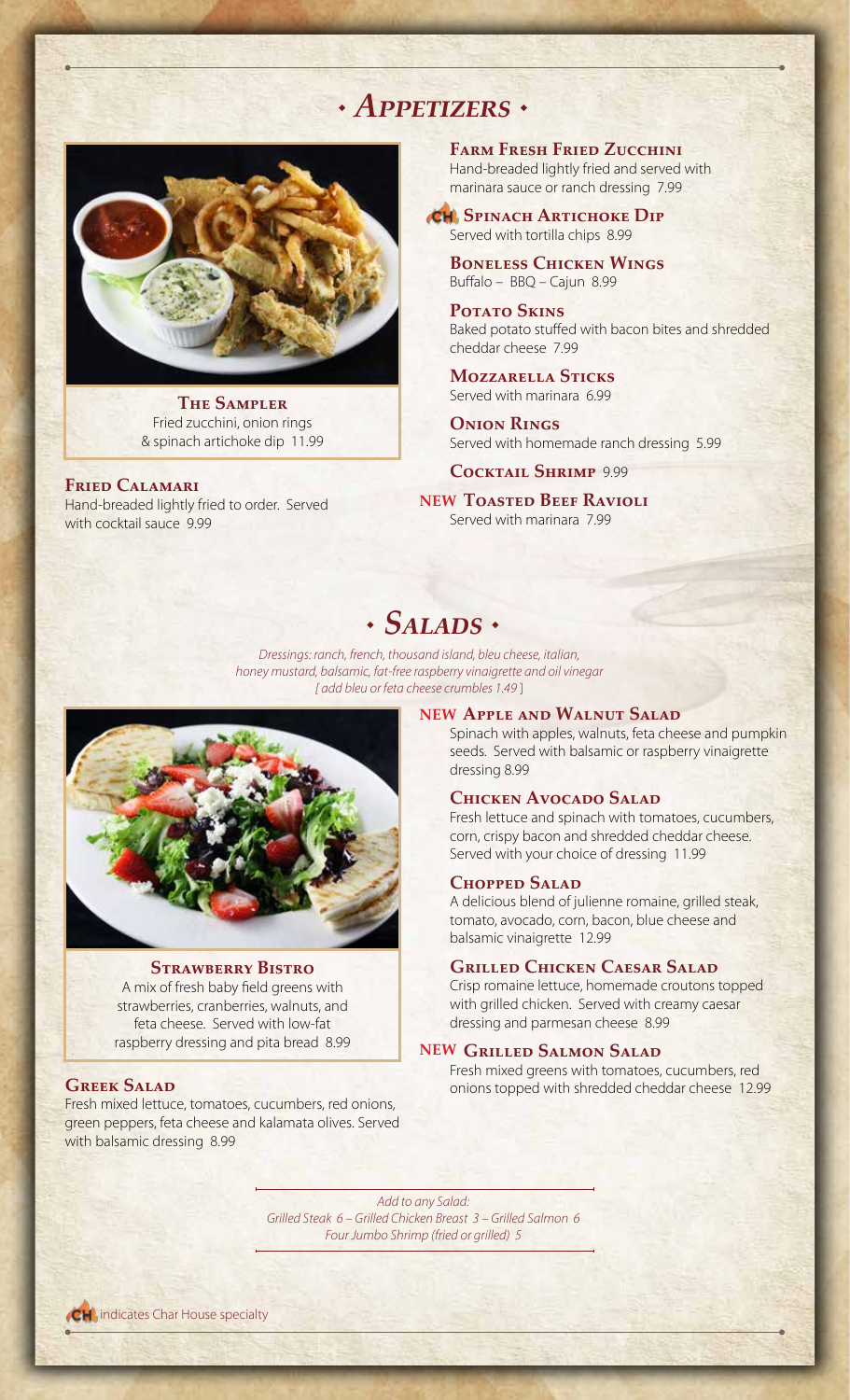# • *Appetizers* •

**The Sampler**
Fried zucchini, onion rings & spinach artichoke dip 11.99

**Fried Calamari**
Hand-breaded lightly fried to order. Served with cocktail sauce 9.99

**Farm Fresh Fried Zucchini**
Hand-breaded lightly fried and served with marinara sauce or ranch dressing 7.99

CH **Spinach Artichoke Dip**
Served with tortilla chips 8.99

**Boneless Chicken Wings**
Buffalo – BBQ – Cajun 8.99

**Potato Skins**
Baked potato stuffed with bacon bites and shredded cheddar cheese 7.99

**Mozzarella Sticks**
Served with marinara 6.99

**Onion Rings**
Served with homemade ranch dressing 5.99

**Cocktail Shrimp** 9.99

NEW **Toasted Beef Ravioli**
Served with marinara 7.99

# • *Salads* •

*Dressings: ranch, french, thousand island, bleu cheese, italian, honey mustard, balsamic, fat-free raspberry vinaigrette and oil vinegar [ add bleu or feta cheese crumbles 1.49 ]*

**Strawberry Bistro**
A mix of fresh baby field greens with strawberries, cranberries, walnuts, and feta cheese. Served with low-fat raspberry dressing and pita bread 8.99

**Greek Salad**
Fresh mixed lettuce, tomatoes, cucumbers, red onions, green peppers, feta cheese and kalamata olives. Served with balsamic dressing 8.99

NEW **Apple and Walnut Salad**
Spinach with apples, walnuts, feta cheese and pumpkin seeds. Served with balsamic or raspberry vinaigrette dressing 8.99

**Chicken Avocado Salad**
Fresh lettuce and spinach with tomatoes, cucumbers, corn, crispy bacon and shredded cheddar cheese. Served with your choice of dressing 11.99

**Chopped Salad**
A delicious blend of julienne romaine, grilled steak, tomato, avocado, corn, bacon, blue cheese and balsamic vinaigrette 12.99

**Grilled Chicken Caesar Salad**
Crisp romaine lettuce, homemade croutons topped with grilled chicken. Served with creamy caesar dressing and parmesan cheese 8.99

NEW **Grilled Salmon Salad**
Fresh mixed greens with tomatoes, cucumbers, red onions topped with shredded cheddar cheese 12.99

*Add to any Salad:*
*Grilled Steak 6 – Grilled Chicken Breast 3 – Grilled Salmon 6*
*Four Jumbo Shrimp (fried or grilled) 5*

CH indicates Char House specialty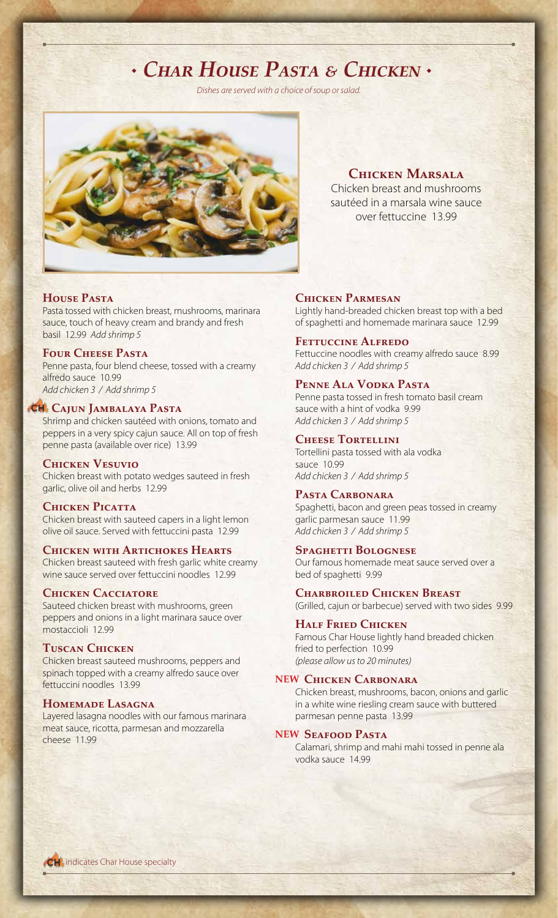# • *Char House Pasta & Chicken* •

*Dishes are served with a choice of soup or salad.*

### Chicken Marsala
Chicken breast and mushrooms sautéed in a marsala wine sauce over fettuccine 13.99

### House Pasta
Pasta tossed with chicken breast, mushrooms, marinara sauce, touch of heavy cream and brandy and fresh basil 12.99 *Add shrimp 5*

### Four Cheese Pasta
Penne pasta, four blend cheese, tossed with a creamy alfredo sauce 10.99
*Add chicken 3 / Add shrimp 5*

### CH Cajun Jambalaya Pasta
Shrimp and chicken sautéed with onions, tomato and peppers in a very spicy cajun sauce. All on top of fresh penne pasta (available over rice) 13.99

### Chicken Vesuvio
Chicken breast with potato wedges sauteed in fresh garlic, olive oil and herbs 12.99

### Chicken Picatta
Chicken breast with sauteed capers in a light lemon olive oil sauce. Served with fettuccini pasta 12.99

### Chicken with Artichokes Hearts
Chicken breast sauteed with fresh garlic white creamy wine sauce served over fettuccini noodles 12.99

### Chicken Cacciatore
Sauteed chicken breast with mushrooms, green peppers and onions in a light marinara sauce over mostaccioli 12.99

### Tuscan Chicken
Chicken breast sauteed mushrooms, peppers and spinach topped with a creamy alfredo sauce over fettuccini noodles 13.99

### Homemade Lasagna
Layered lasagna noodles with our famous marinara meat sauce, ricotta, parmesan and mozzarella cheese 11.99

### Chicken Parmesan
Lightly hand-breaded chicken breast top with a bed of spaghetti and homemade marinara sauce 12.99

### Fettuccine Alfredo
Fettuccine noodles with creamy alfredo sauce 8.99
*Add chicken 3 / Add shrimp 5*

### Penne Ala Vodka Pasta
Penne pasta tossed in fresh tomato basil cream sauce with a hint of vodka 9.99
*Add chicken 3 / Add shrimp 5*

### Cheese Tortellini
Tortellini pasta tossed with ala vodka sauce 10.99
*Add chicken 3 / Add shrimp 5*

### Pasta Carbonara
Spaghetti, bacon and green peas tossed in creamy garlic parmesan sauce 11.99
*Add chicken 3 / Add shrimp 5*

### Spaghetti Bolognese
Our famous homemade meat sauce served over a bed of spaghetti 9.99

### Charbroiled Chicken Breast
(Grilled, cajun or barbecue) served with two sides 9.99

### Half Fried Chicken
Famous Char House lightly hand breaded chicken fried to perfection 10.99
*(please allow us to 20 minutes)*

### NEW Chicken Carbonara
Chicken breast, mushrooms, bacon, onions and garlic in a white wine riesling cream sauce with buttered parmesan penne pasta 13.99

### NEW Seafood Pasta
Calamari, shrimp and mahi mahi tossed in penne ala vodka sauce 14.99

CH indicates Char House specialty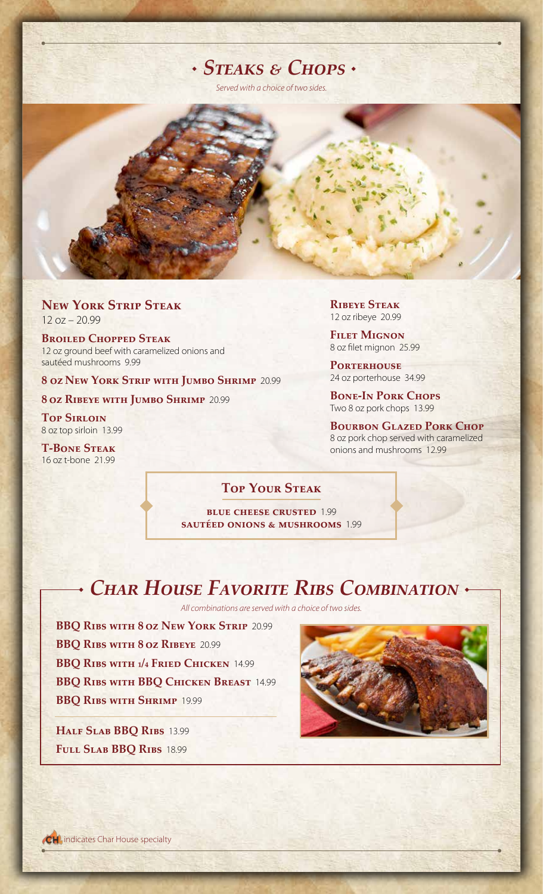# Steaks & Chops

*Served with a choice of two sides.*

**New York Strip Steak**
12 oz – 20.99

**Broiled Chopped Steak**
12 oz ground beef with caramelized onions and sautéed mushrooms 9.99

**8 oz New York Strip with Jumbo Shrimp** 20.99

**8 oz Ribeye with Jumbo Shrimp** 20.99

**Top Sirloin**
8 oz top sirloin 13.99

**T-Bone Steak**
16 oz t-bone 21.99

**Ribeye Steak**
12 oz ribeye 20.99

**Filet Mignon**
8 oz filet mignon 25.99

**Porterhouse**
24 oz porterhouse 34.99

**Bone-In Pork Chops**
Two 8 oz pork chops 13.99

**Bourbon Glazed Pork Chop**
8 oz pork chop served with caramelized onions and mushrooms 12.99

## Top Your Steak

**blue cheese crusted** 1.99
**sautéed onions & mushrooms** 1.99

# Char House Favorite Ribs Combination

*All combinations are served with a choice of two sides.*

**BBQ Ribs with 8 oz New York Strip** 20.99
**BBQ Ribs with 8 oz Ribeye** 20.99
**BBQ Ribs with 1/4 Fried Chicken** 14.99
**BBQ Ribs with BBQ Chicken Breast** 14.99
**BBQ Ribs with Shrimp** 19.99

**Half Slab BBQ Ribs** 13.99
**Full Slab BBQ Ribs** 18.99

CH indicates Char House specialty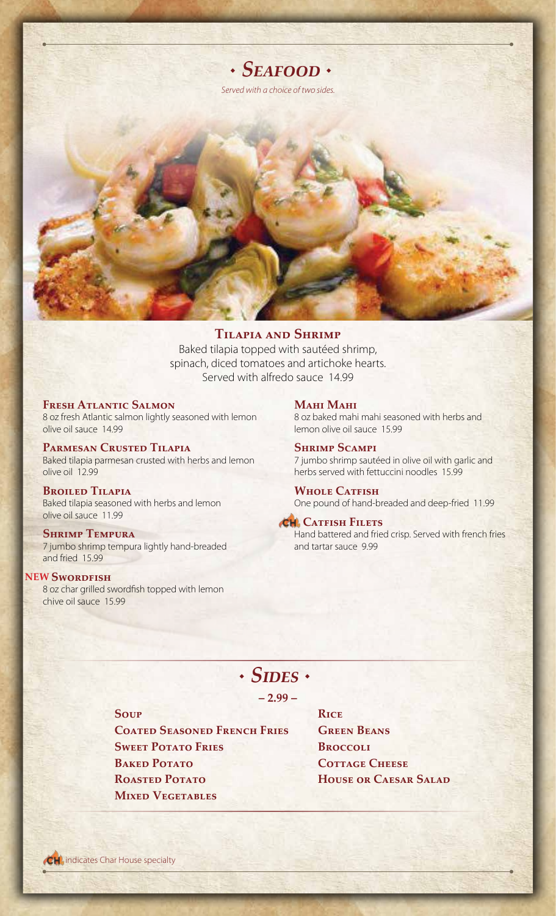# • *Seafood* •

*Served with a choice of two sides.*

### Tilapia and Shrimp

Baked tilapia topped with sautéed shrimp, spinach, diced tomatoes and artichoke hearts. Served with alfredo sauce 14.99

**Fresh Atlantic Salmon**
8 oz fresh Atlantic salmon lightly seasoned with lemon olive oil sauce 14.99

**Parmesan Crusted Tilapia**
Baked tilapia parmesan crusted with herbs and lemon olive oil 12.99

**Broiled Tilapia**
Baked tilapia seasoned with herbs and lemon olive oil sauce 11.99

**Shrimp Tempura**
7 jumbo shrimp tempura lightly hand-breaded and fried 15.99

**NEW Swordfish**
8 oz char grilled swordfish topped with lemon chive oil sauce 15.99

**Mahi Mahi**
8 oz baked mahi mahi seasoned with herbs and lemon olive oil sauce 15.99

**Shrimp Scampi**
7 jumbo shrimp sautéed in olive oil with garlic and herbs served with fettuccini noodles 15.99

**Whole Catfish**
One pound of hand-breaded and deep-fried 11.99

**CH Catfish Filets**
Hand battered and fried crisp. Served with french fries and tartar sauce 9.99

# • *Sides* •

**– 2.99 –**

- **Soup**
- **Coated Seasoned French Fries**
- **Sweet Potato Fries**
- **Baked Potato**
- **Roasted Potato**
- **Mixed Vegetables**
- **Rice**
- **Green Beans**
- **Broccoli**
- **Cottage Cheese**
- **House or Caesar Salad**

CH indicates Char House specialty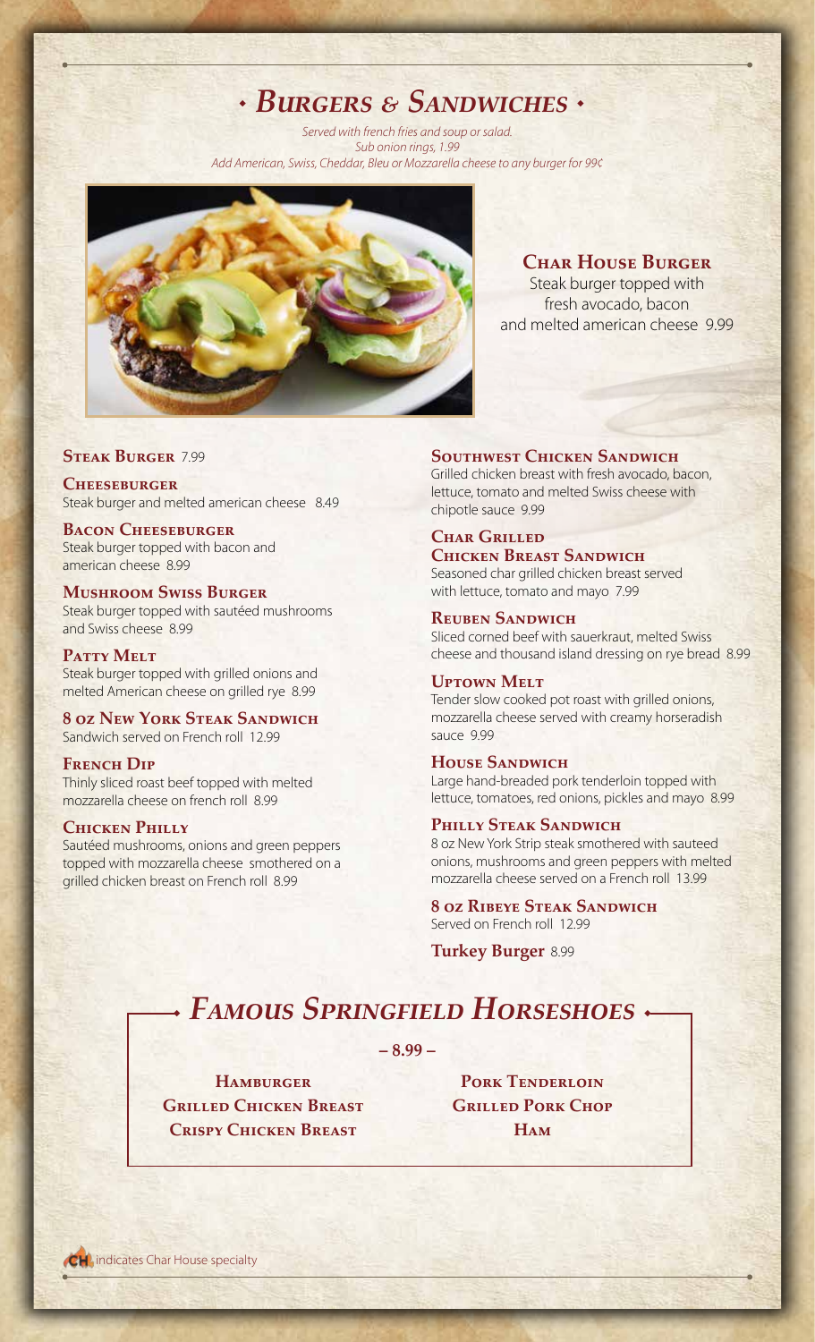# *Burgers & Sandwiches*

*Served with french fries and soup or salad.*
*Sub onion rings, 1.99*
*Add American, Swiss, Cheddar, Bleu or Mozzarella cheese to any burger for 99¢*

### Char House Burger
Steak burger topped with fresh avocado, bacon and melted american cheese 9.99

### Steak Burger 7.99

### Cheeseburger
Steak burger and melted american cheese 8.49

### Bacon Cheeseburger
Steak burger topped with bacon and american cheese 8.99

### Mushroom Swiss Burger
Steak burger topped with sautéed mushrooms and Swiss cheese 8.99

### Patty Melt
Steak burger topped with grilled onions and melted American cheese on grilled rye 8.99

### 8 oz New York Steak Sandwich
Sandwich served on French roll 12.99

### French Dip
Thinly sliced roast beef topped with melted mozzarella cheese on french roll 8.99

### Chicken Philly
Sautéed mushrooms, onions and green peppers topped with mozzarella cheese smothered on a grilled chicken breast on French roll 8.99

### Southwest Chicken Sandwich
Grilled chicken breast with fresh avocado, bacon, lettuce, tomato and melted Swiss cheese with chipotle sauce 9.99

### Char Grilled Chicken Breast Sandwich
Seasoned char grilled chicken breast served with lettuce, tomato and mayo 7.99

### Reuben Sandwich
Sliced corned beef with sauerkraut, melted Swiss cheese and thousand island dressing on rye bread 8.99

### Uptown Melt
Tender slow cooked pot roast with grilled onions, mozzarella cheese served with creamy horseradish sauce 9.99

### House Sandwich
Large hand-breaded pork tenderloin topped with lettuce, tomatoes, red onions, pickles and mayo 8.99

### Philly Steak Sandwich
8 oz New York Strip steak smothered with sauteed onions, mushrooms and green peppers with melted mozzarella cheese served on a French roll 13.99

### 8 oz Ribeye Steak Sandwich
Served on French roll 12.99

### Turkey Burger 8.99

# *Famous Springfield Horseshoes*

**– 8.99 –**

**Hamburger**
**Grilled Chicken Breast**
**Crispy Chicken Breast**
**Pork Tenderloin**
**Grilled Pork Chop**
**Ham**

CH indicates Char House specialty